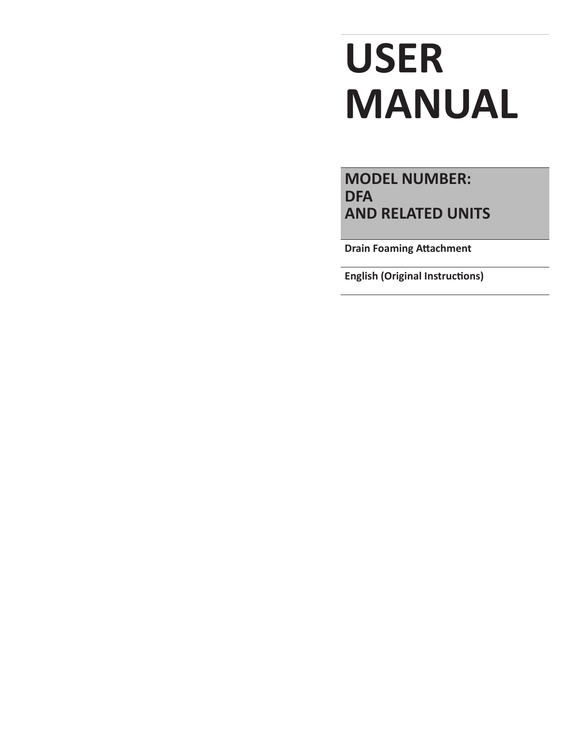# USER MANUAL

## MODEL NUMBER: DFA AND RELATED UNITS

**Drain Foaming Attachment**

**English (Original Instructions)**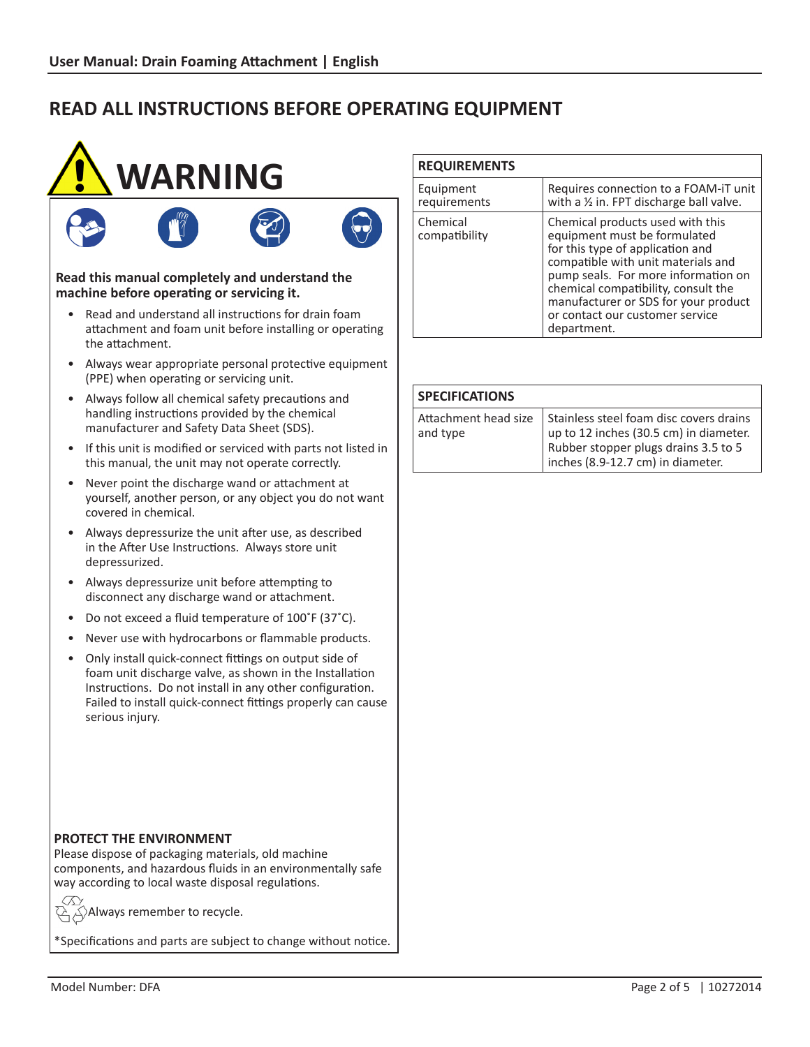# READ ALL INSTRUCTIONS BEFORE OPERATING EQUIPMENT

## WARNING

**Read this manual completely and understand the machine before operating or servicing it.**

- Read and understand all instructions for drain foam attachment and foam unit before installing or operating the attachment.
- Always wear appropriate personal protective equipment (PPE) when operating or servicing unit.
- Always follow all chemical safety precautions and handling instructions provided by the chemical manufacturer and Safety Data Sheet (SDS).
- If this unit is modified or serviced with parts not listed in this manual, the unit may not operate correctly.
- Never point the discharge wand or attachment at yourself, another person, or any object you do not want covered in chemical.
- Always depressurize the unit after use, as described in the After Use Instructions. Always store unit depressurized.
- Always depressurize unit before attempting to disconnect any discharge wand or attachment.
- Do not exceed a fluid temperature of 100˚F (37˚C).
- Never use with hydrocarbons or flammable products.
- Only install quick-connect fittings on output side of foam unit discharge valve, as shown in the Installation Instructions. Do not install in any other configuration. Failed to install quick-connect fittings properly can cause serious injury.

### PROTECT THE ENVIRONMENT

Please dispose of packaging materials, old machine components, and hazardous fluids in an environmentally safe way according to local waste disposal regulations.

Always remember to recycle.

*Specifications and parts are subject to change without notice.

| REQUIREMENTS | |
|---|---|
| Equipment requirements | Requires connection to a FOAM-iT unit with a ½ in. FPT discharge ball valve. |
| Chemical compatibility | Chemical products used with this equipment must be formulated for this type of application and compatible with unit materials and pump seals. For more information on chemical compatibility, consult the manufacturer or SDS for your product or contact our customer service department. |

| SPECIFICATIONS | |
|---|---|
| Attachment head size and type | Stainless steel foam disc covers drains up to 12 inches (30.5 cm) in diameter. Rubber stopper plugs drains 3.5 to 5 inches (8.9-12.7 cm) in diameter. |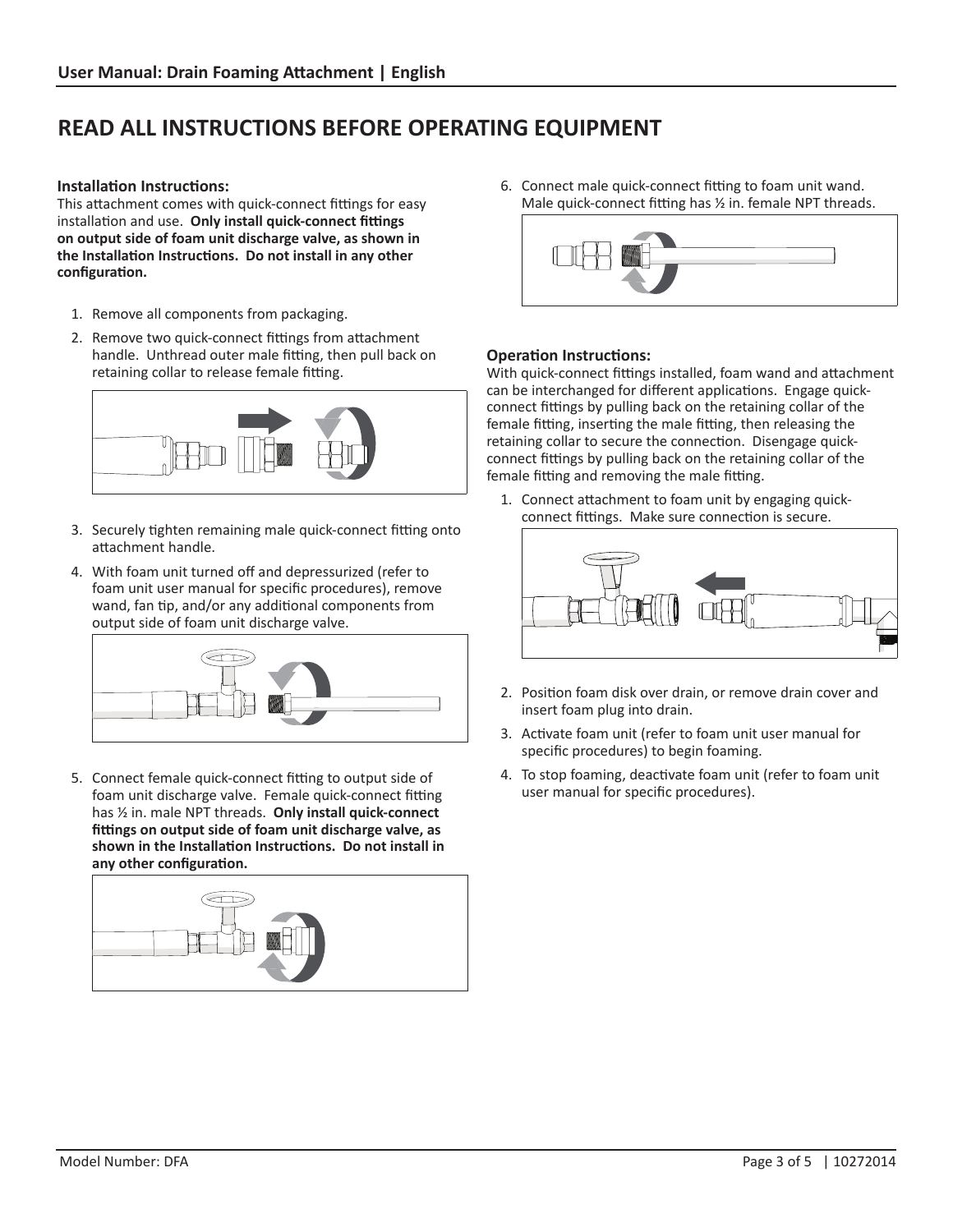# READ ALL INSTRUCTIONS BEFORE OPERATING EQUIPMENT

### Installation Instructions:

This attachment comes with quick-connect fittings for easy installation and use. **Only install quick-connect fittings on output side of foam unit discharge valve, as shown in the Installation Instructions. Do not install in any other configuration.**

1. Remove all components from packaging.
2. Remove two quick-connect fittings from attachment handle. Unthread outer male fitting, then pull back on retaining collar to release female fitting.
3. Securely tighten remaining male quick-connect fitting onto attachment handle.
4. With foam unit turned off and depressurized (refer to foam unit user manual for specific procedures), remove wand, fan tip, and/or any additional components from output side of foam unit discharge valve.
5. Connect female quick-connect fitting to output side of foam unit discharge valve. Female quick-connect fitting has ½ in. male NPT threads. **Only install quick-connect fittings on output side of foam unit discharge valve, as shown in the Installation Instructions. Do not install in any other configuration.**
6. Connect male quick-connect fitting to foam unit wand. Male quick-connect fitting has ½ in. female NPT threads.

### Operation Instructions:

With quick-connect fittings installed, foam wand and attachment can be interchanged for different applications. Engage quick-connect fittings by pulling back on the retaining collar of the female fitting, inserting the male fitting, then releasing the retaining collar to secure the connection. Disengage quick-connect fittings by pulling back on the retaining collar of the female fitting and removing the male fitting.

1. Connect attachment to foam unit by engaging quick-connect fittings. Make sure connection is secure.
2. Position foam disk over drain, or remove drain cover and insert foam plug into drain.
3. Activate foam unit (refer to foam unit user manual for specific procedures) to begin foaming.
4. To stop foaming, deactivate foam unit (refer to foam unit user manual for specific procedures).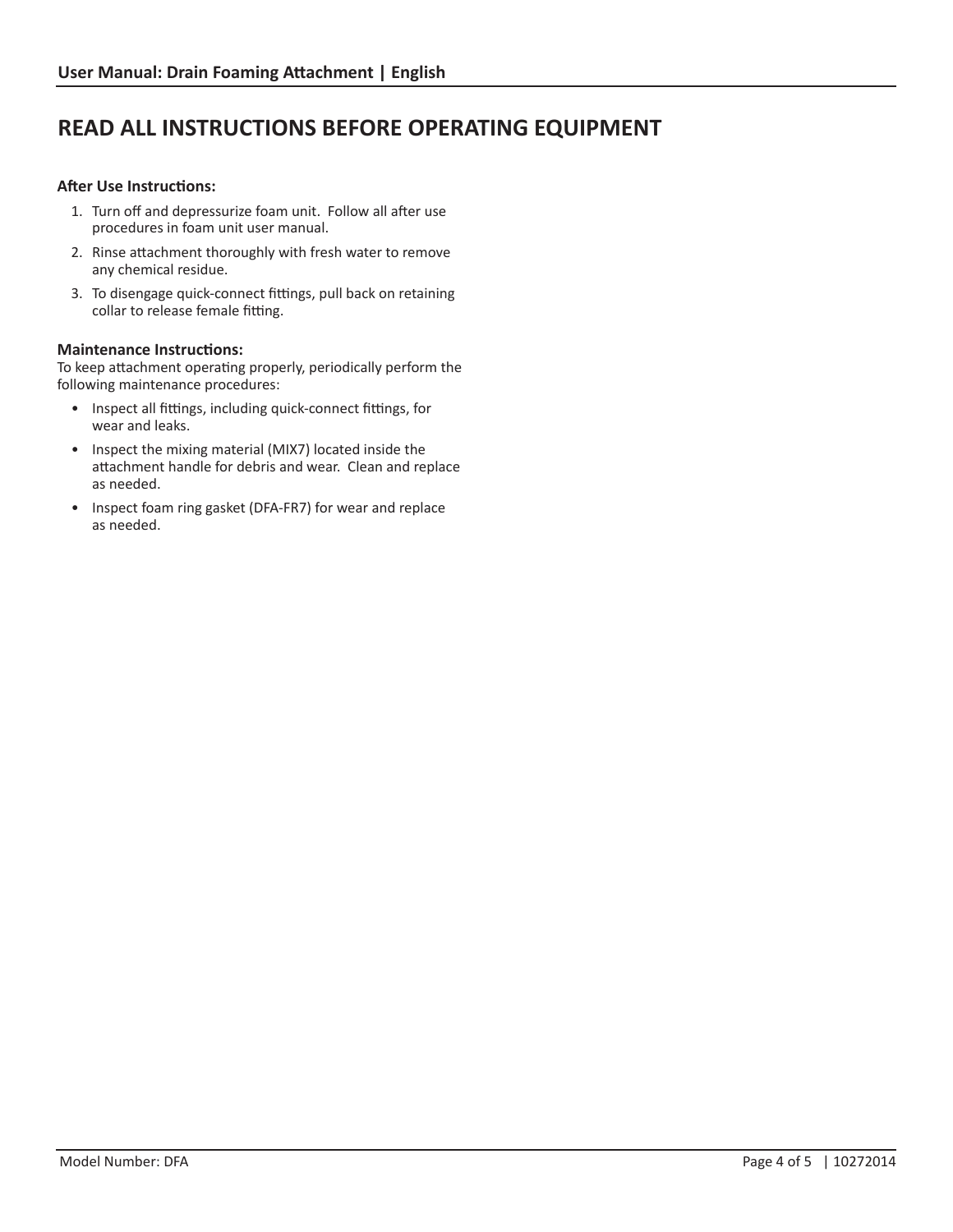# READ ALL INSTRUCTIONS BEFORE OPERATING EQUIPMENT

**After Use Instructions:**

1. Turn off and depressurize foam unit. Follow all after use procedures in foam unit user manual.
2. Rinse attachment thoroughly with fresh water to remove any chemical residue.
3. To disengage quick-connect fittings, pull back on retaining collar to release female fitting.

**Maintenance Instructions:**
To keep attachment operating properly, periodically perform the following maintenance procedures:

- Inspect all fittings, including quick-connect fittings, for wear and leaks.
- Inspect the mixing material (MIX7) located inside the attachment handle for debris and wear. Clean and replace as needed.
- Inspect foam ring gasket (DFA-FR7) for wear and replace as needed.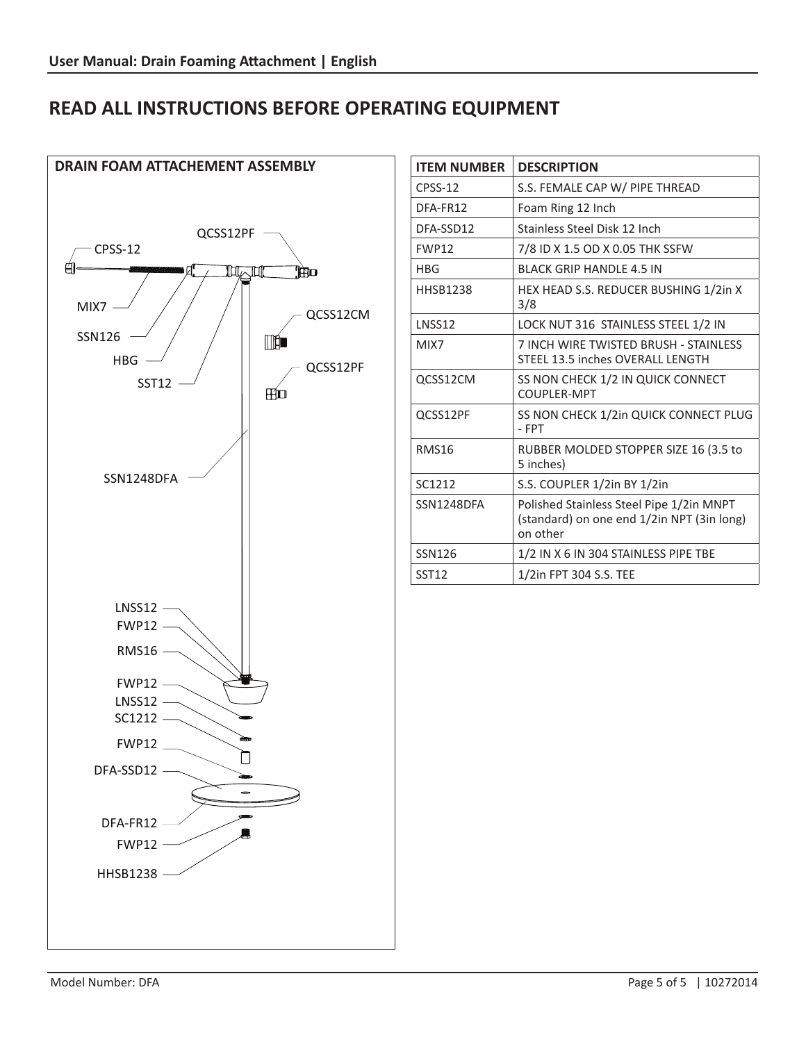# READ ALL INSTRUCTIONS BEFORE OPERATING EQUIPMENT

**DRAIN FOAM ATTACHEMENT ASSEMBLY**

QCSS12PF
CPSS-12
MIX7
QCSS12CM
SSN126
HBG
QCSS12PF
SST12
SSN1248DFA
LNSS12
FWP12
RMS16
FWP12
LNSS12
SC1212
FWP12
DFA-SSD12
DFA-FR12
FWP12
HHSB1238

| ITEM NUMBER | DESCRIPTION |
|---|---|
| CPSS-12 | S.S. FEMALE CAP W/ PIPE THREAD |
| DFA-FR12 | Foam Ring 12 Inch |
| DFA-SSD12 | Stainless Steel Disk 12 Inch |
| FWP12 | 7/8 ID X 1.5 OD X 0.05 THK SSFW |
| HBG | BLACK GRIP HANDLE 4.5 IN |
| HHSB1238 | HEX HEAD S.S. REDUCER BUSHING 1/2in X 3/8 |
| LNSS12 | LOCK NUT 316 STAINLESS STEEL 1/2 IN |
| MIX7 | 7 INCH WIRE TWISTED BRUSH - STAINLESS STEEL 13.5 inches OVERALL LENGTH |
| QCSS12CM | SS NON CHECK 1/2 IN QUICK CONNECT COUPLER-MPT |
| QCSS12PF | SS NON CHECK 1/2in QUICK CONNECT PLUG - FPT |
| RMS16 | RUBBER MOLDED STOPPER SIZE 16 (3.5 to 5 inches) |
| SC1212 | S.S. COUPLER 1/2in BY 1/2in |
| SSN1248DFA | Polished Stainless Steel Pipe 1/2in MNPT (standard) on one end 1/2in NPT (3in long) on other |
| SSN126 | 1/2 IN X 6 IN 304 STAINLESS PIPE TBE |
| SST12 | 1/2in FPT 304 S.S. TEE |